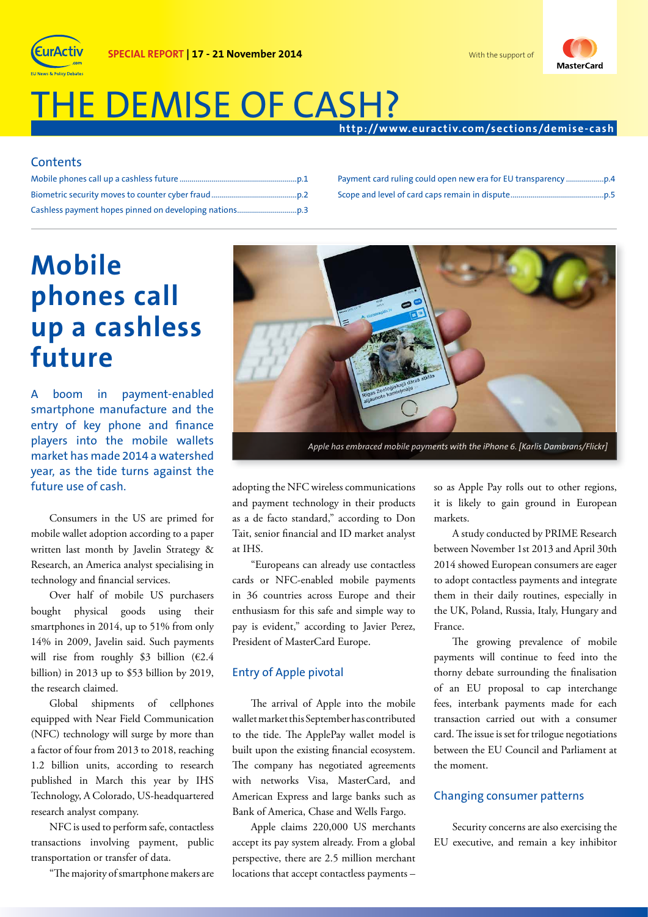SPECIAL REPORT | 17 - 21 November 2014

With the support of MasterCard

# THE DEMISE OF CASH?

http://www.euractiv.com/sections/demise-cash

## Contents

- Mobile phones call up a cashless future ........ p.1
- Biometric security moves to counter cyber fraud ........ p.2
- Cashless payment hopes pinned on developing nations ........ p.3
- Payment card ruling could open new era for EU transparency ........ p.4
- Scope and level of card caps remain in dispute ........ p.5

# Mobile phones call up a cashless future

A boom in payment-enabled smartphone manufacture and the entry of key phone and finance players into the mobile wallets market has made 2014 a watershed year, as the tide turns against the future use of cash.

Consumers in the US are primed for mobile wallet adoption according to a paper written last month by Javelin Strategy & Research, an America analyst specialising in technology and financial services.

Over half of mobile US purchasers bought physical goods using their smartphones in 2014, up to 51% from only 14% in 2009, Javelin said. Such payments will rise from roughly $3 billion (€2.4 billion) in 2013 up to $53 billion by 2019, the research claimed.

Global shipments of cellphones equipped with Near Field Communication (NFC) technology will surge by more than a factor of four from 2013 to 2018, reaching 1.2 billion units, according to research published in March this year by IHS Technology, A Colorado, US-headquartered research analyst company.

NFC is used to perform safe, contactless transactions involving payment, public transportation or transfer of data.

*Apple has embraced mobile payments with the iPhone 6. [Karlis Dambrans/Flickr]*

"The majority of smartphone makers are adopting the NFC wireless communications and payment technology in their products as a de facto standard," according to Don Tait, senior financial and ID market analyst at IHS.

"Europeans can already use contactless cards or NFC-enabled mobile payments in 36 countries across Europe and their enthusiasm for this safe and simple way to pay is evident," according to Javier Perez, President of MasterCard Europe.

## Entry of Apple pivotal

The arrival of Apple into the mobile wallet market this September has contributed to the tide. The ApplePay wallet model is built upon the existing financial ecosystem. The company has negotiated agreements with networks Visa, MasterCard, and American Express and large banks such as Bank of America, Chase and Wells Fargo.

Apple claims 220,000 US merchants accept its pay system already. From a global perspective, there are 2.5 million merchant locations that accept contactless payments – so as Apple Pay rolls out to other regions, it is likely to gain ground in European markets.

A study conducted by PRIME Research between November 1st 2013 and April 30th 2014 showed European consumers are eager to adopt contactless payments and integrate them in their daily routines, especially in the UK, Poland, Russia, Italy, Hungary and France.

The growing prevalence of mobile payments will continue to feed into the thorny debate surrounding the finalisation of an EU proposal to cap interchange fees, interbank payments made for each transaction carried out with a consumer card. The issue is set for trilogue negotiations between the EU Council and Parliament at the moment.

## Changing consumer patterns

Security concerns are also exercising the EU executive, and remain a key inhibitor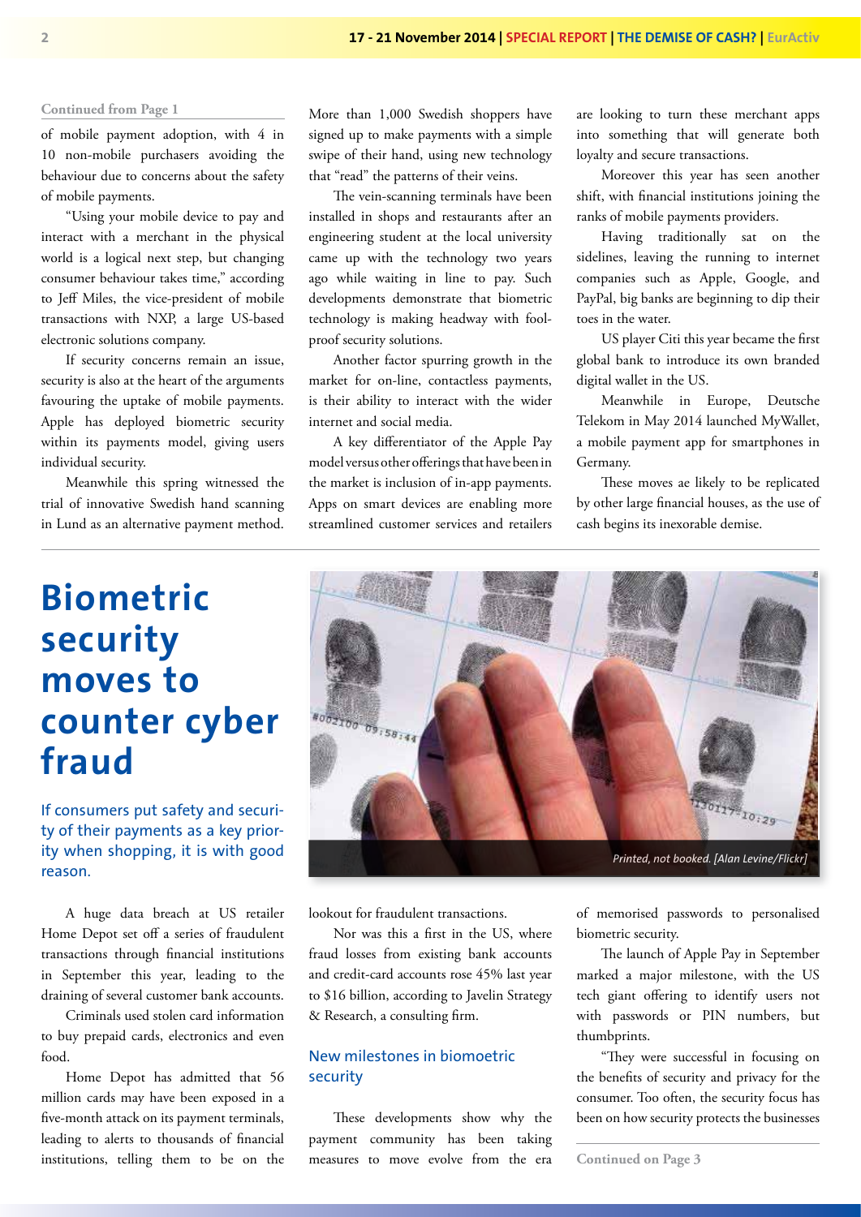Continued from Page 1

of mobile payment adoption, with 4 in 10 non-mobile purchasers avoiding the behaviour due to concerns about the safety of mobile payments.

"Using your mobile device to pay and interact with a merchant in the physical world is a logical next step, but changing consumer behaviour takes time," according to Jeff Miles, the vice-president of mobile transactions with NXP, a large US-based electronic solutions company.

If security concerns remain an issue, security is also at the heart of the arguments favouring the uptake of mobile payments. Apple has deployed biometric security within its payments model, giving users individual security.

Meanwhile this spring witnessed the trial of innovative Swedish hand scanning in Lund as an alternative payment method.

More than 1,000 Swedish shoppers have signed up to make payments with a simple swipe of their hand, using new technology that "read" the patterns of their veins.

The vein-scanning terminals have been installed in shops and restaurants after an engineering student at the local university came up with the technology two years ago while waiting in line to pay. Such developments demonstrate that biometric technology is making headway with fool-proof security solutions.

Another factor spurring growth in the market for on-line, contactless payments, is their ability to interact with the wider internet and social media.

A key differentiator of the Apple Pay model versus other offerings that have been in the market is inclusion of in-app payments. Apps on smart devices are enabling more streamlined customer services and retailers are looking to turn these merchant apps into something that will generate both loyalty and secure transactions.

Moreover this year has seen another shift, with financial institutions joining the ranks of mobile payments providers.

Having traditionally sat on the sidelines, leaving the running to internet companies such as Apple, Google, and PayPal, big banks are beginning to dip their toes in the water.

US player Citi this year became the first global bank to introduce its own branded digital wallet in the US.

Meanwhile in Europe, Deutsche Telekom in May 2014 launched MyWallet, a mobile payment app for smartphones in Germany.

These moves ae likely to be replicated by other large financial houses, as the use of cash begins its inexorable demise.

# Biometric security moves to counter cyber fraud

**If consumers put safety and security of their payments as a key priority when shopping, it is with good reason.**

*Printed, not booked. [Alan Levine/Flickr]*

A huge data breach at US retailer Home Depot set off a series of fraudulent transactions through financial institutions in September this year, leading to the draining of several customer bank accounts.

Criminals used stolen card information to buy prepaid cards, electronics and even food.

Home Depot has admitted that 56 million cards may have been exposed in a five-month attack on its payment terminals, leading to alerts to thousands of financial institutions, telling them to be on the lookout for fraudulent transactions.

Nor was this a first in the US, where fraud losses from existing bank accounts and credit-card accounts rose 45% last year to $16 billion, according to Javelin Strategy & Research, a consulting firm.

## New milestones in biometric security

These developments show why the payment community has been taking measures to move evolve from the era of memorised passwords to personalised biometric security.

The launch of Apple Pay in September marked a major milestone, with the US tech giant offering to identify users not with passwords or PIN numbers, but thumbprints.

"They were successful in focusing on the benefits of security and privacy for the consumer. Too often, the security focus has been on how security protects the businesses

Continued on Page 3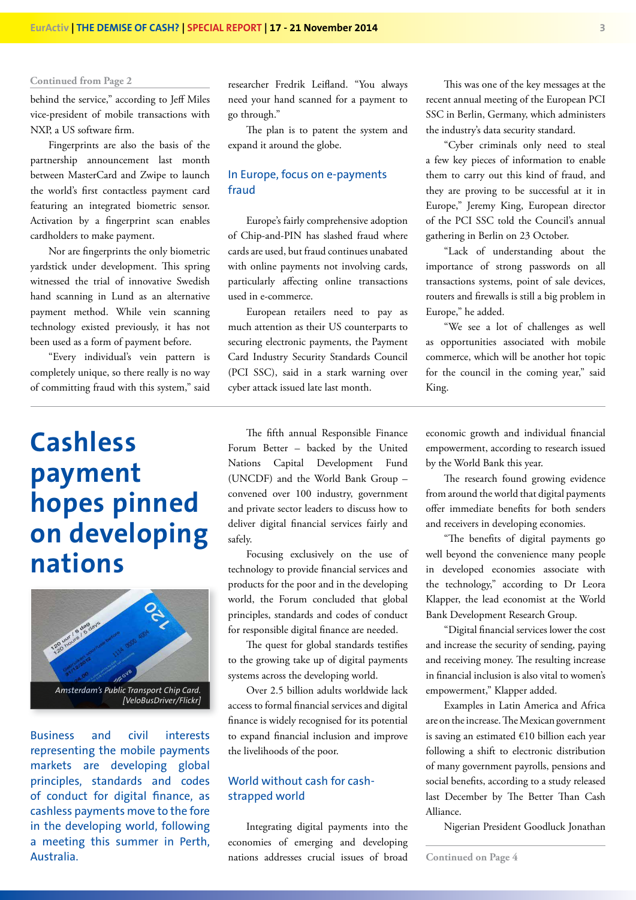Continued from Page 2

behind the service," according to Jeff Miles vice-president of mobile transactions with NXP, a US software firm.

Fingerprints are also the basis of the partnership announcement last month between MasterCard and Zwipe to launch the world's first contactless payment card featuring an integrated biometric sensor. Activation by a fingerprint scan enables cardholders to make payment.

Nor are fingerprints the only biometric yardstick under development. This spring witnessed the trial of innovative Swedish hand scanning in Lund as an alternative payment method. While vein scanning technology existed previously, it has not been used as a form of payment before.

"Every individual's vein pattern is completely unique, so there really is no way of committing fraud with this system," said researcher Fredrik Leifland. "You always need your hand scanned for a payment to go through."

The plan is to patent the system and expand it around the globe.

### In Europe, focus on e-payments fraud

Europe's fairly comprehensive adoption of Chip-and-PIN has slashed fraud where cards are used, but fraud continues unabated with online payments not involving cards, particularly affecting online transactions used in e-commerce.

European retailers need to pay as much attention as their US counterparts to securing electronic payments, the Payment Card Industry Security Standards Council (PCI SSC), said in a stark warning over cyber attack issued late last month.

This was one of the key messages at the recent annual meeting of the European PCI SSC in Berlin, Germany, which administers the industry's data security standard.

"Cyber criminals only need to steal a few key pieces of information to enable them to carry out this kind of fraud, and they are proving to be successful at it in Europe," Jeremy King, European director of the PCI SSC told the Council's annual gathering in Berlin on 23 October.

"Lack of understanding about the importance of strong passwords on all transactions systems, point of sale devices, routers and firewalls is still a big problem in Europe," he added.

"We see a lot of challenges as well as opportunities associated with mobile commerce, which will be another hot topic for the council in the coming year," said King.

# Cashless payment hopes pinned on developing nations

*Amsterdam's Public Transport Chip Card. [VeloBusDriver/Flickr]*

**Business and civil interests representing the mobile payments markets are developing global principles, standards and codes of conduct for digital finance, as cashless payments move to the fore in the developing world, following a meeting this summer in Perth, Australia.**

The fifth annual Responsible Finance Forum Better – backed by the United Nations Capital Development Fund (UNCDF) and the World Bank Group – convened over 100 industry, government and private sector leaders to discuss how to deliver digital financial services fairly and safely.

Focusing exclusively on the use of technology to provide financial services and products for the poor and in the developing world, the Forum concluded that global principles, standards and codes of conduct for responsible digital finance are needed.

The quest for global standards testifies to the growing take up of digital payments systems across the developing world.

Over 2.5 billion adults worldwide lack access to formal financial services and digital finance is widely recognised for its potential to expand financial inclusion and improve the livelihoods of the poor.

### World without cash for cash-strapped world

Integrating digital payments into the economies of emerging and developing nations addresses crucial issues of broad economic growth and individual financial empowerment, according to research issued by the World Bank this year.

The research found growing evidence from around the world that digital payments offer immediate benefits for both senders and receivers in developing economies.

"The benefits of digital payments go well beyond the convenience many people in developed economies associate with the technology," according to Dr Leora Klapper, the lead economist at the World Bank Development Research Group.

"Digital financial services lower the cost and increase the security of sending, paying and receiving money. The resulting increase in financial inclusion is also vital to women's empowerment," Klapper added.

Examples in Latin America and Africa are on the increase. The Mexican government is saving an estimated €10 billion each year following a shift to electronic distribution of many government payrolls, pensions and social benefits, according to a study released last December by The Better Than Cash Alliance.

Nigerian President Goodluck Jonathan

Continued on Page 4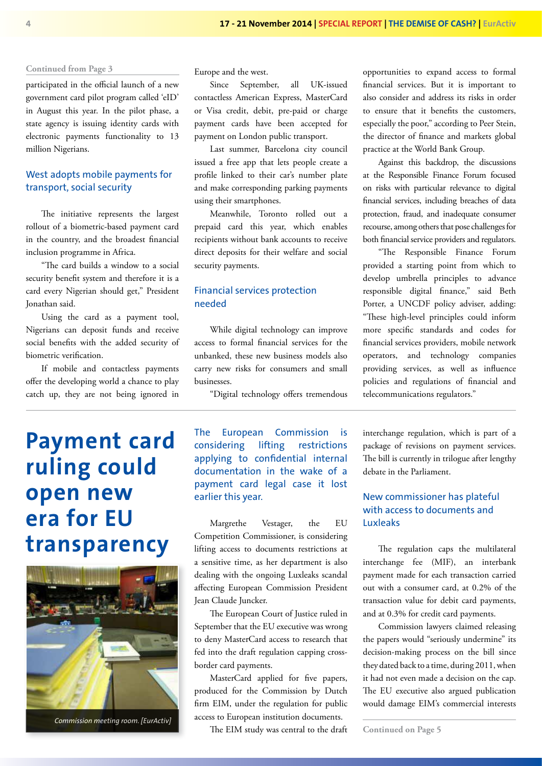Continued from Page 3

participated in the official launch of a new government card pilot program called 'eID' in August this year. In the pilot phase, a state agency is issuing identity cards with electronic payments functionality to 13 million Nigerians.

### West adopts mobile payments for transport, social security

The initiative represents the largest rollout of a biometric-based payment card in the country, and the broadest financial inclusion programme in Africa.

"The card builds a window to a social security benefit system and therefore it is a card every Nigerian should get," President Jonathan said.

Using the card as a payment tool, Nigerians can deposit funds and receive social benefits with the added security of biometric verification.

If mobile and contactless payments offer the developing world a chance to play catch up, they are not being ignored in Europe and the west.

Since September, all UK-issued contactless American Express, MasterCard or Visa credit, debit, pre-paid or charge payment cards have been accepted for payment on London public transport.

Last summer, Barcelona city council issued a free app that lets people create a profile linked to their car's number plate and make corresponding parking payments using their smartphones.

Meanwhile, Toronto rolled out a prepaid card this year, which enables recipients without bank accounts to receive direct deposits for their welfare and social security payments.

### Financial services protection needed

While digital technology can improve access to formal financial services for the unbanked, these new business models also carry new risks for consumers and small businesses.

"Digital technology offers tremendous opportunities to expand access to formal financial services. But it is important to also consider and address its risks in order to ensure that it benefits the customers, especially the poor," according to Peer Stein, the director of finance and markets global practice at the World Bank Group.

Against this backdrop, the discussions at the Responsible Finance Forum focused on risks with particular relevance to digital financial services, including breaches of data protection, fraud, and inadequate consumer recourse, among others that pose challenges for both financial service providers and regulators.

"The Responsible Finance Forum provided a starting point from which to develop umbrella principles to advance responsible digital finance," said Beth Porter, a UNCDF policy adviser, adding: "These high-level principles could inform more specific standards and codes for financial services providers, mobile network operators, and technology companies providing services, as well as influence policies and regulations of financial and telecommunications regulators."

# Payment card ruling could open new era for EU transparency

Commission meeting room. [EurActiv]

**The European Commission is considering lifting restrictions applying to confidential internal documentation in the wake of a payment card legal case it lost earlier this year.**

Margrethe Vestager, the EU Competition Commissioner, is considering lifting access to documents restrictions at a sensitive time, as her department is also dealing with the ongoing Luxleaks scandal affecting European Commission President Jean Claude Juncker.

The European Court of Justice ruled in September that the EU executive was wrong to deny MasterCard access to research that fed into the draft regulation capping cross-border card payments.

MasterCard applied for five papers, produced for the Commission by Dutch firm EIM, under the regulation for public access to European institution documents.

The EIM study was central to the draft interchange regulation, which is part of a package of revisions on payment services. The bill is currently in trilogue after lengthy debate in the Parliament.

### New commissioner has plateful with access to documents and Luxleaks

The regulation caps the multilateral interchange fee (MIF), an interbank payment made for each transaction carried out with a consumer card, at 0.2% of the transaction value for debit card payments, and at 0.3% for credit card payments.

Commission lawyers claimed releasing the papers would "seriously undermine" its decision-making process on the bill since they dated back to a time, during 2011, when it had not even made a decision on the cap. The EU executive also argued publication would damage EIM's commercial interests

Continued on Page 5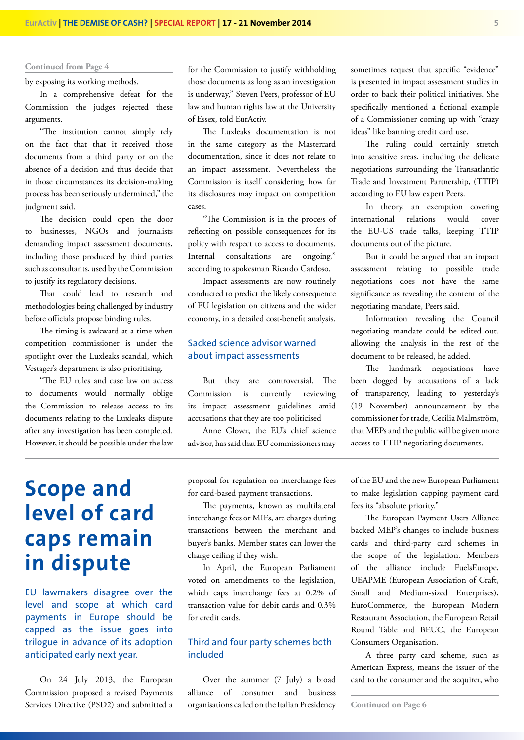Continued from Page 4

by exposing its working methods.

In a comprehensive defeat for the Commission the judges rejected these arguments.

"The institution cannot simply rely on the fact that that it received those documents from a third party or on the absence of a decision and thus decide that in those circumstances its decision-making process has been seriously undermined," the judgment said.

The decision could open the door to businesses, NGOs and journalists demanding impact assessment documents, including those produced by third parties such as consultants, used by the Commission to justify its regulatory decisions.

That could lead to research and methodologies being challenged by industry before officials propose binding rules.

The timing is awkward at a time when competition commissioner is under the spotlight over the Luxleaks scandal, which Vestager's department is also prioritising.

"The EU rules and case law on access to documents would normally oblige the Commission to release access to its documents relating to the Luxleaks dispute after any investigation has been completed. However, it should be possible under the law for the Commission to justify withholding those documents as long as an investigation is underway," Steven Peers, professor of EU law and human rights law at the University of Essex, told EurActiv.

The Luxleaks documentation is not in the same category as the Mastercard documentation, since it does not relate to an impact assessment. Nevertheless the Commission is itself considering how far its disclosures may impact on competition cases.

"The Commission is in the process of reflecting on possible consequences for its policy with respect to access to documents. Internal consultations are ongoing," according to spokesman Ricardo Cardoso.

Impact assessments are now routinely conducted to predict the likely consequence of EU legislation on citizens and the wider economy, in a detailed cost-benefit analysis.

### Sacked science advisor warned about impact assessments

But they are controversial. The Commission is currently reviewing its impact assessment guidelines amid accusations that they are too politicised.

Anne Glover, the EU's chief science advisor, has said that EU commissioners may sometimes request that specific "evidence" is presented in impact assessment studies in order to back their political initiatives. She specifically mentioned a fictional example of a Commissioner coming up with "crazy ideas" like banning credit card use.

The ruling could certainly stretch into sensitive areas, including the delicate negotiations surrounding the Transatlantic Trade and Investment Partnership, (TTIP) according to EU law expert Peers.

In theory, an exemption covering international relations would cover the EU-US trade talks, keeping TTIP documents out of the picture.

But it could be argued that an impact assessment relating to possible trade negotiations does not have the same significance as revealing the content of the negotiating mandate, Peers said.

Information revealing the Council negotiating mandate could be edited out, allowing the analysis in the rest of the document to be released, he added.

The landmark negotiations have been dogged by accusations of a lack of transparency, leading to yesterday's (19 November) announcement by the commissioner for trade, Cecilia Malmström, that MEPs and the public will be given more access to TTIP negotiating documents.

# Scope and level of card caps remain in dispute

**EU lawmakers disagree over the level and scope at which card payments in Europe should be capped as the issue goes into trilogue in advance of its adoption anticipated early next year.**

On 24 July 2013, the European Commission proposed a revised Payments Services Directive (PSD2) and submitted a proposal for regulation on interchange fees for card-based payment transactions.

The payments, known as multilateral interchange fees or MIFs, are charges during transactions between the merchant and buyer's banks. Member states can lower the charge ceiling if they wish.

In April, the European Parliament voted on amendments to the legislation, which caps interchange fees at 0.2% of transaction value for debit cards and 0.3% for credit cards.

### Third and four party schemes both included

Over the summer (7 July) a broad alliance of consumer and business organisations called on the Italian Presidency of the EU and the new European Parliament to make legislation capping payment card fees its "absolute priority."

The European Payment Users Alliance backed MEP's changes to include business cards and third-party card schemes in the scope of the legislation. Members of the alliance include FuelsEurope, UEAPME (European Association of Craft, Small and Medium-sized Enterprises), EuroCommerce, the European Modern Restaurant Association, the European Retail Round Table and BEUC, the European Consumers Organisation.

A three party card scheme, such as American Express, means the issuer of the card to the consumer and the acquirer, who

Continued on Page 6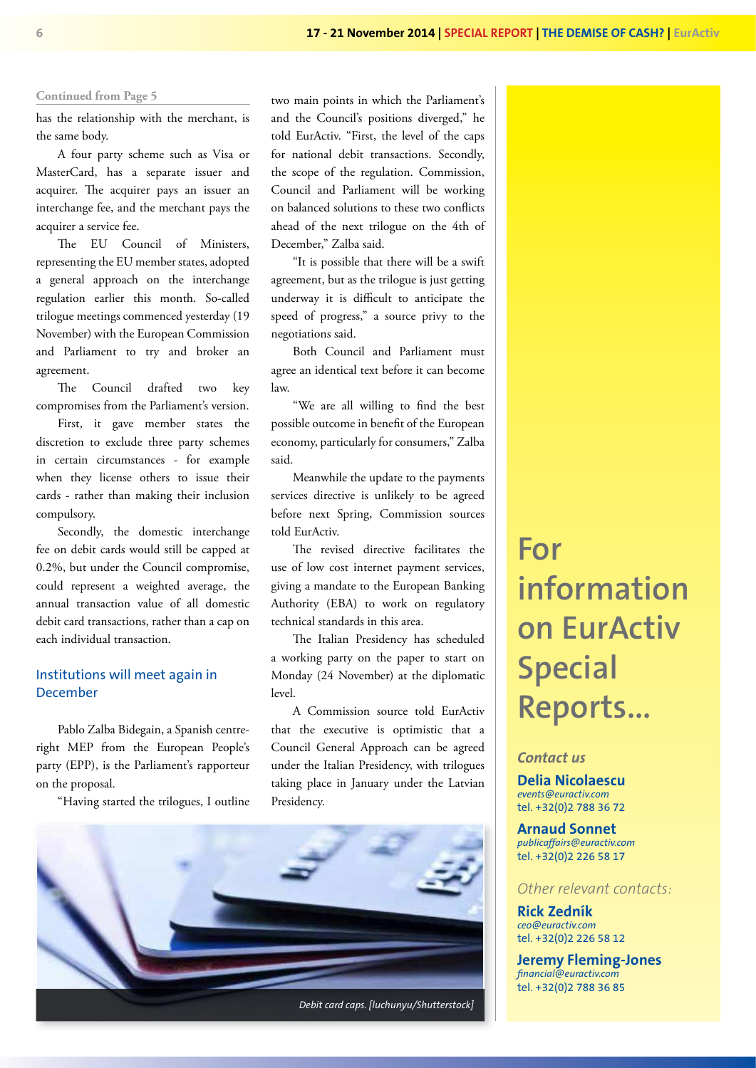Continued from Page 5

has the relationship with the merchant, is the same body.

A four party scheme such as Visa or MasterCard, has a separate issuer and acquirer. The acquirer pays an issuer an interchange fee, and the merchant pays the acquirer a service fee.

The EU Council of Ministers, representing the EU member states, adopted a general approach on the interchange regulation earlier this month. So-called trilogue meetings commenced yesterday (19 November) with the European Commission and Parliament to try and broker an agreement.

The Council drafted two key compromises from the Parliament's version.

First, it gave member states the discretion to exclude three party schemes in certain circumstances - for example when they license others to issue their cards - rather than making their inclusion compulsory.

Secondly, the domestic interchange fee on debit cards would still be capped at 0.2%, but under the Council compromise, could represent a weighted average, the annual transaction value of all domestic debit card transactions, rather than a cap on each individual transaction.

## Institutions will meet again in December

Pablo Zalba Bidegain, a Spanish centre-right MEP from the European People's party (EPP), is the Parliament's rapporteur on the proposal.

"Having started the trilogues, I outline two main points in which the Parliament's and the Council's positions diverged," he told EurActiv. "First, the level of the caps for national debit transactions. Secondly, the scope of the regulation. Commission, Council and Parliament will be working on balanced solutions to these two conflicts ahead of the next trilogue on the 4th of December," Zalba said.

"It is possible that there will be a swift agreement, but as the trilogue is just getting underway it is difficult to anticipate the speed of progress," a source privy to the negotiations said.

Both Council and Parliament must agree an identical text before it can become law.

"We are all willing to find the best possible outcome in benefit of the European economy, particularly for consumers," Zalba said.

Meanwhile the update to the payments services directive is unlikely to be agreed before next Spring, Commission sources told EurActiv.

The revised directive facilitates the use of low cost internet payment services, giving a mandate to the European Banking Authority (EBA) to work on regulatory technical standards in this area.

The Italian Presidency has scheduled a working party on the paper to start on Monday (24 November) at the diplomatic level.

A Commission source told EurActiv that the executive is optimistic that a Council General Approach can be agreed under the Italian Presidency, with trilogues taking place in January under the Latvian Presidency.

*Debit card caps. [Iuchunyu/Shutterstock]*

# For information on EurActiv Special Reports...

*Contact us*

**Delia Nicolaescu**
*events@euractiv.com*
tel. +32(0)2 788 36 72

**Arnaud Sonnet**
*publicaffairs@euractiv.com*
tel. +32(0)2 226 58 17

*Other relevant contacts:*

**Rick Zedník**
*ceo@euractiv.com*
tel. +32(0)2 226 58 12

**Jeremy Fleming-Jones**
*financial@euractiv.com*
tel. +32(0)2 788 36 85